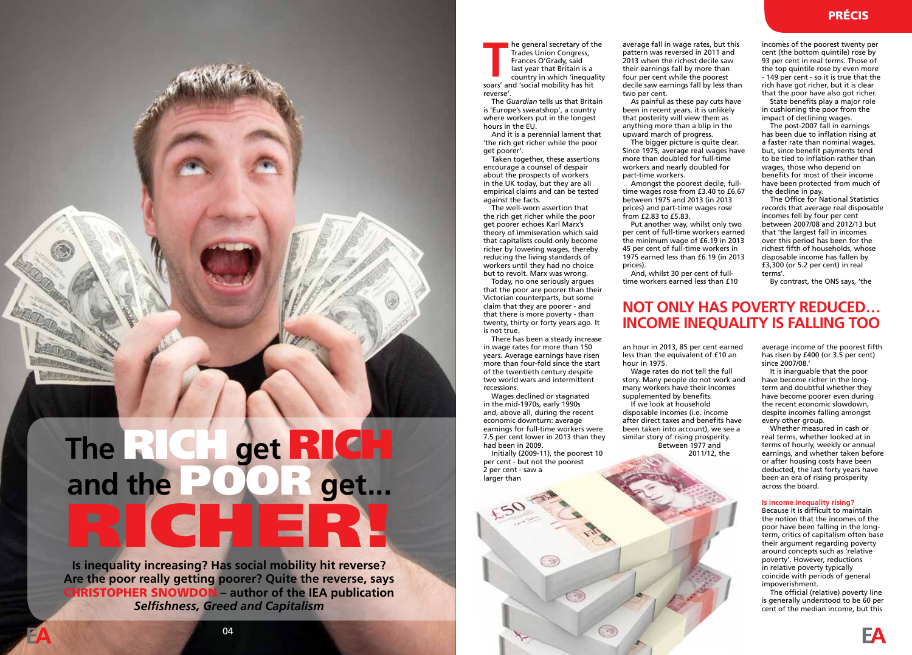# The RICH get RICH and the POOR get... RICHER!

**Is inequality increasing? Has social mobility hit reverse? Are the poor really getting poorer? Quite the reverse, says CHRISTOPHER SNOWDON – author of the IEA publication *Selfishness, Greed and Capitalism***

The general secretary of the Trades Union Congress, Frances O'Grady, said last year that Britain is a country in which 'inequality soars' and 'social mobility has hit reverse'.

The *Guardian* tells us that Britain is 'Europe's sweatshop', a country where workers put in the longest hours in the EU.

And it is a perennial lament that 'the rich get richer while the poor get poorer'.

Taken together, these assertions encourage a counsel of despair about the prospects of workers in the UK today, but they are all empirical claims and can be tested against the facts.

The well-worn assertion that the rich get richer while the poor get poorer echoes Karl Marx's theory of immiseration which said that capitalists could only become richer by lowering wages, thereby reducing the living standards of workers until they had no choice but to revolt. Marx was wrong.

Today, no one seriously argues that the poor are poorer than their Victorian counterparts, but some claim that they are poorer - and that there is more poverty - than twenty, thirty or forty years ago. It is not true.

There has been a steady increase in wage rates for more than 150 years. Average earnings have risen more than four-fold since the start of the twentieth century despite two world wars and intermittent recessions.

Wages declined or stagnated in the mid-1970s, early 1990s and, above all, during the recent economic downturn: average earnings for full-time workers were 7.5 per cent lower in 2013 than they had been in 2009.

Initially (2009-11), the poorest 10 per cent - but not the poorest 2 per cent - saw a larger than average fall in wage rates, but this pattern was reversed in 2011 and 2013 when the richest decile saw their earnings fall by more than four per cent while the poorest decile saw earnings fall by less than two per cent.

As painful as these pay cuts have been in recent years, it is unlikely that posterity will view them as anything more than a blip in the upward march of progress.

The bigger picture is quite clear. Since 1975, average real wages have more than doubled for full-time workers and nearly doubled for part-time workers.

Amongst the poorest decile, full-time wages rose from £3.40 to £6.67 between 1975 and 2013 (in 2013 prices) and part-time wages rose from £2.83 to £5.83.

Put another way, whilst only two per cent of full-time workers earned the minimum wage of £6.19 in 2013 45 per cent of full-time workers in 1975 earned less than £6.19 (in 2013 prices).

And, whilst 30 per cent of full-time workers earned less than £10 an hour in 2013, 85 per cent earned less than the equivalent of £10 an hour in 1975.

## NOT ONLY HAS POVERTY REDUCED… INCOME INEQUALITY IS FALLING TOO

Wage rates do not tell the full story. Many people do not work and many workers have their incomes supplemented by benefits.

If we look at household disposable incomes (i.e. income after direct taxes and benefits have been taken into account), we see a similar story of rising prosperity.

Between 1977 and 2011/12, the incomes of the poorest twenty per cent (the bottom quintile) rose by 93 per cent in real terms. Those of the top quintile rose by even more - 149 per cent - so it is true that the rich have got richer, but it is clear that the poor have also got richer.

State benefits play a major role in cushioning the poor from the impact of declining wages.

The post-2007 fall in earnings has been due to inflation rising at a faster rate than nominal wages, but, since benefit payments tend to be tied to inflation rather than wages, those who depend on benefits for most of their income have been protected from much of the decline in pay.

The Office for National Statistics records that average real disposable incomes fell by four per cent between 2007/08 and 2012/13 but that 'the largest fall in incomes over this period has been for the richest fifth of households, whose disposable income has fallen by £3,300 (or 5.2 per cent) in real terms'.

By contrast, the ONS says, 'the average income of the poorest fifth has risen by £400 (or 3.5 per cent) since 2007/08.'

It is inarguable that the poor have become richer in the long-term and doubtful whether they have become poorer even during the recent economic slowdown, despite incomes falling amongst every other group.

Whether measured in cash or real terms, whether looked at in terms of hourly, weekly or annual earnings, and whether taken before or after housing costs have been deducted, the last forty years have been an era of rising prosperity across the board.

### Is income inequality rising?

Because it is difficult to maintain the notion that the incomes of the poor have been falling in the long-term, critics of capitalism often base their argument regarding poverty around concepts such as 'relative poverty'. However, reductions in relative poverty typically coincide with periods of general impoverishment.

The official (relative) poverty line is generally understood to be 60 per cent of the median income, but this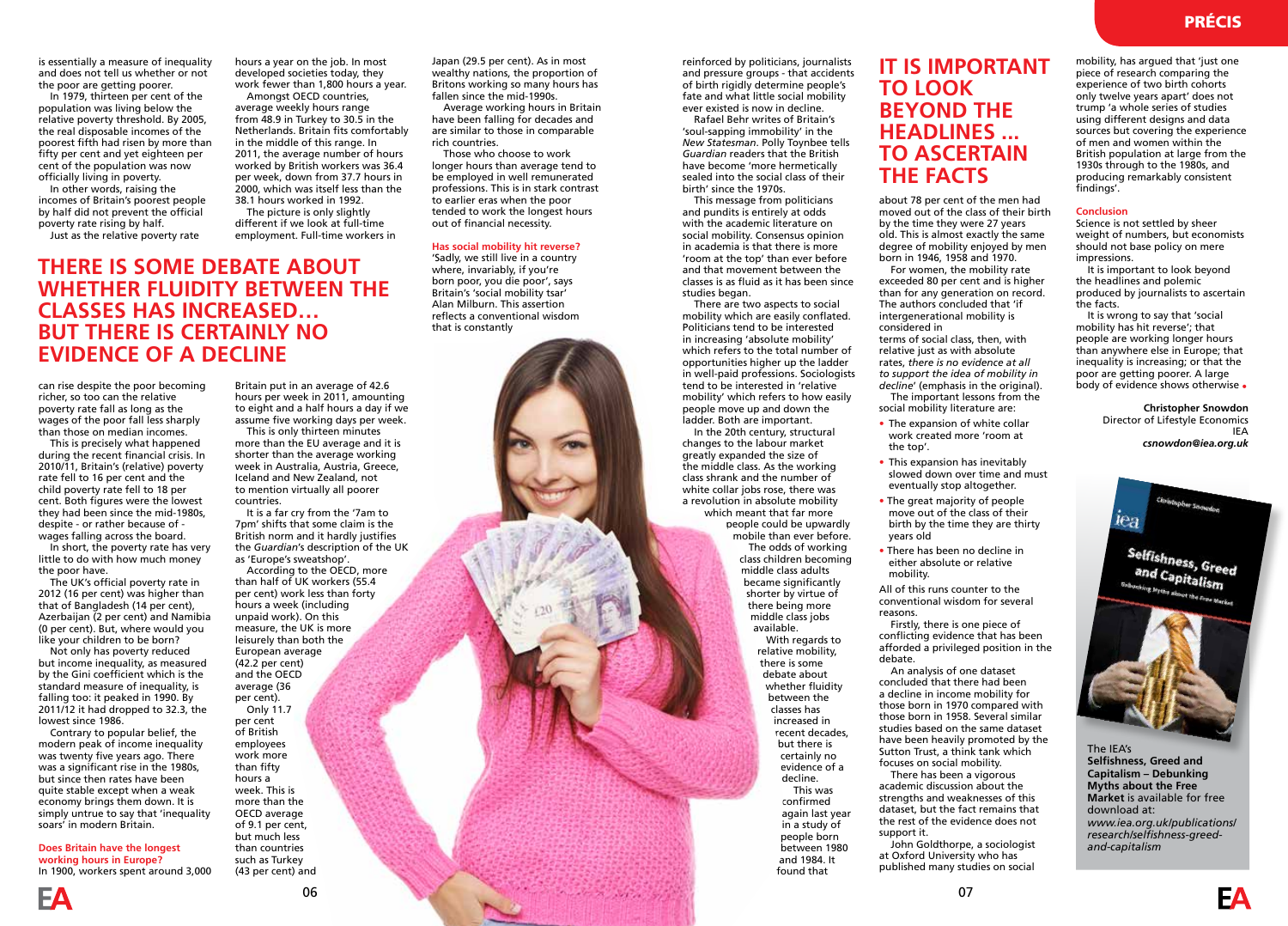is essentially a measure of inequality and does not tell us whether or not the poor are getting poorer.

In 1979, thirteen per cent of the population was living below the relative poverty threshold. By 2005, the real disposable incomes of the poorest fifth had risen by more than fifty per cent and yet eighteen per cent of the population was now officially living in poverty.

In other words, raising the incomes of Britain's poorest people by half did not prevent the official poverty rate rising by half.

Just as the relative poverty rate can rise despite the poor becoming richer, so too can the relative poverty rate fall as long as the wages of the poor fall less sharply than those on median incomes.

This is precisely what happened during the recent financial crisis. In 2010/11, Britain's (relative) poverty rate fell to 16 per cent and the child poverty rate fell to 18 per cent. Both figures were the lowest they had been since the mid-1980s, despite - or rather because of - wages falling across the board.

In short, the poverty rate has very little to do with how much money the poor have.

The UK's official poverty rate in 2012 (16 per cent) was higher than that of Bangladesh (14 per cent), Azerbaijan (2 per cent) and Namibia (0 per cent). But, where would you like your children to be born?

Not only has poverty reduced but income inequality, as measured by the Gini coefficient which is the standard measure of inequality, is falling too: it peaked in 1990. By 2011/12 it had dropped to 32.3, the lowest since 1986.

Contrary to popular belief, the modern peak of income inequality was twenty five years ago. There was a significant rise in the 1980s, but since then rates have been quite stable except when a weak economy brings them down. It is simply untrue to say that 'inequality soars' in modern Britain.

**Does Britain have the longest working hours in Europe?**

In 1900, workers spent around 3,000 hours a year on the job. In most developed societies today, they work fewer than 1,800 hours a year.

Amongst OECD countries, average weekly hours range from 48.9 in Turkey to 30.5 in the Netherlands. Britain fits comfortably in the middle of this range. In 2011, the average number of hours worked by British workers was 36.4 per week, down from 37.7 hours in 2000, which was itself less than the 38.1 hours worked in 1992.

The picture is only slightly different if we look at full-time employment. Full-time workers in Britain put in an average of 42.6 hours per week in 2011, amounting to eight and a half hours a day if we assume five working days per week.

This is only thirteen minutes more than the EU average and it is shorter than the average working week in Australia, Austria, Greece, Iceland and New Zealand, not to mention virtually all poorer countries.

It is a far cry from the '7am to 7pm' shifts that some claim is the British norm and it hardly justifies the *Guardian*'s description of the UK as 'Europe's sweatshop'.

According to the OECD, more than half of UK workers (55.4 per cent) work less than forty hours a week (including unpaid work). On this measure, the UK is more leisurely than both the European average (42.2 per cent) and the OECD average (36 per cent).

Only 11.7 per cent of British employees work more than fifty hours a week. This is more than the OECD average of 9.1 per cent, but much less than countries such as Turkey (43 per cent) and Japan (29.5 per cent). As in most wealthy nations, the proportion of Britons working so many hours has fallen since the mid-1990s.

Average working hours in Britain have been falling for decades and are similar to those in comparable rich countries.

Those who choose to work longer hours than average tend to be employed in well remunerated professions. This is in stark contrast to earlier eras when the poor tended to work the longest hours out of financial necessity.

## THERE IS SOME DEBATE ABOUT WHETHER FLUIDITY BETWEEN THE CLASSES HAS INCREASED… BUT THERE IS CERTAINLY NO EVIDENCE OF A DECLINE

**Has social mobility hit reverse?**

'Sadly, we still live in a country where, invariably, if you're born poor, you die poor', says Britain's 'social mobility tsar' Alan Milburn. This assertion reflects a conventional wisdom that is constantly reinforced by politicians, journalists and pressure groups - that accidents of birth rigidly determine people's fate and what little social mobility ever existed is now in decline.

Rafael Behr writes of Britain's 'soul-sapping immobility' in the *New Statesman*. Polly Toynbee tells *Guardian* readers that the British have become 'more hermetically sealed into the social class of their birth' since the 1970s.

This message from politicians and pundits is entirely at odds with the academic literature on social mobility. Consensus opinion in academia is that there is more 'room at the top' than ever before and that movement between the classes is as fluid as it has been since studies began.

There are two aspects to social mobility which are easily conflated. Politicians tend to be interested in increasing 'absolute mobility' which refers to the total number of opportunities higher up the ladder in well-paid professions. Sociologists tend to be interested in 'relative mobility' which refers to how easily people move up and down the ladder. Both are important.

In the 20th century, structural changes to the labour market greatly expanded the size of the middle class. As the working class shrank and the number of white collar jobs rose, there was a revolution in absolute mobility which meant that far more people could be upwardly mobile than ever before. The odds of working class children becoming middle class adults became significantly shorter by virtue of there being more middle class jobs available.

With regards to relative mobility, there is some debate about whether fluidity between the classes has increased in recent decades, but there is certainly no evidence of a decline.

This was confirmed again last year in a study of people born between 1980 and 1984. It found that about 78 per cent of the men had moved out of the class of their birth by the time they were 27 years old. This is almost exactly the same degree of mobility enjoyed by men born in 1946, 1958 and 1970.

For women, the mobility rate exceeded 80 per cent and is higher than for any generation on record. The authors concluded that 'if intergenerational mobility is considered in terms of social class, then, with relative just as with absolute rates, *there is no evidence at all to support the idea of mobility in decline*' (emphasis in the original).

The important lessons from the social mobility literature are:

- The expansion of white collar work created more 'room at the top'.
- This expansion has inevitably slowed down over time and must eventually stop altogether.
- The great majority of people move out of the class of their birth by the time they are thirty years old
- There has been no decline in either absolute or relative mobility.

All of this runs counter to the conventional wisdom for several reasons.

Firstly, there is one piece of conflicting evidence that has been afforded a privileged position in the debate.

An analysis of one dataset concluded that there had been a decline in income mobility for those born in 1970 compared with those born in 1958. Several similar studies based on the same dataset have been heavily promoted by the Sutton Trust, a think tank which focuses on social mobility.

There has been a vigorous academic discussion about the strengths and weaknesses of this dataset, but the fact remains that the rest of the evidence does not support it.

John Goldthorpe, a sociologist at Oxford University who has published many studies on social mobility, has argued that 'just one piece of research comparing the experience of two birth cohorts only twelve years apart' does not trump 'a whole series of studies using different designs and data sources but covering the experience of men and women within the British population at large from the 1930s through to the 1980s, and producing remarkably consistent findings'.

## IT IS IMPORTANT TO LOOK BEYOND THE HEADLINES … TO ASCERTAIN THE FACTS

**Conclusion**

Science is not settled by sheer weight of numbers, but economists should not base policy on mere impressions.

It is important to look beyond the headlines and polemic produced by journalists to ascertain the facts.

It is wrong to say that 'social mobility has hit reverse'; that people are working longer hours than anywhere else in Europe; that inequality is increasing; or that the poor are getting poorer. A large body of evidence shows otherwise •

**Christopher Snowdon**
Director of Lifestyle Economics
IEA
***csnowdon@iea.org.uk***

The IEA's **Selfishness, Greed and Capitalism – Debunking Myths about the Free Market** is available for free download at: *www.iea.org.uk/publications/research/selfishness-greed-and-capitalism*